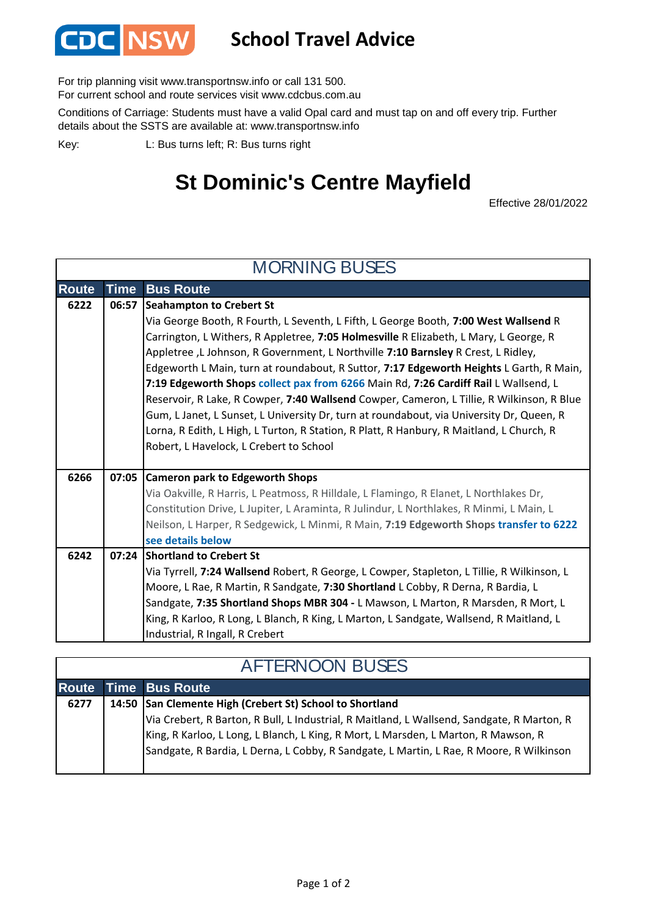# School Travel Advice

For trip planning visit www.transportnsw.info or call 131 500.
For current school and route services visit www.cdcbus.com.au

Conditions of Carriage: Students must have a valid Opal card and must tap on and off every trip. Further details about the SSTS are available at: www.transportnsw.info

Key: L: Bus turns left; R: Bus turns right

# St Dominic's Centre Mayfield

Effective 28/01/2022

## MORNING BUSES

| Route | Time | Bus Route |
|---|---|---|
| 6222 | 06:57 | **Seahampton to Crebert St** Via George Booth, R Fourth, L Seventh, L Fifth, L George Booth, **7:00 West Wallsend** R Carrington, L Withers, R Appletree, **7:05 Holmesville** R Elizabeth, L Mary, L George, R Appletree ,L Johnson, R Government, L Northville **7:10 Barnsley** R Crest, L Ridley, Edgeworth L Main, turn at roundabout, R Suttor, **7:17 Edgeworth Heights** L Garth, R Main, **7:19 Edgeworth Shops** collect pax from 6266 Main Rd, **7:26 Cardiff Rail** L Wallsend, L Reservoir, R Lake, R Cowper, **7:40 Wallsend** Cowper, Cameron, L Tillie, R Wilkinson, R Blue Gum, L Janet, L Sunset, L University Dr, turn at roundabout, via University Dr, Queen, R Lorna, R Edith, L High, L Turton, R Station, R Platt, R Hanbury, R Maitland, L Church, R Robert, L Havelock, L Crebert to School |
| 6266 | 07:05 | **Cameron park to Edgeworth Shops** Via Oakville, R Harris, L Peatmoss, R Hilldale, L Flamingo, R Elanet, L Northlakes Dr, Constitution Drive, L Jupiter, L Araminta, R Julindur, L Northlakes, R Minmi, L Main, L Neilson, L Harper, R Sedgewick, L Minmi, R Main, **7:19 Edgeworth Shops** transfer to 6222 see details below |
| 6242 | 07:24 | **Shortland to Crebert St** Via Tyrrell, **7:24 Wallsend** Robert, R George, L Cowper, Stapleton, L Tillie, R Wilkinson, L Moore, L Rae, R Martin, R Sandgate, **7:30 Shortland** L Cobby, R Derna, R Bardia, L Sandgate, **7:35 Shortland Shops MBR 304 -** L Mawson, L Marton, R Marsden, R Mort, L King, R Karloo, R Long, L Blanch, R King, L Marton, L Sandgate, Wallsend, R Maitland, L Industrial, R Ingall, R Crebert |

## AFTERNOON BUSES

| Route | Time | Bus Route |
|---|---|---|
| 6277 | 14:50 | **San Clemente High (Crebert St) School to Shortland** Via Crebert, R Barton, R Bull, L Industrial, R Maitland, L Wallsend, Sandgate, R Marton, R King, R Karloo, L Long, L Blanch, L King, R Mort, L Marsden, L Marton, R Mawson, R Sandgate, R Bardia, L Derna, L Cobby, R Sandgate, L Martin, L Rae, R Moore, R Wilkinson |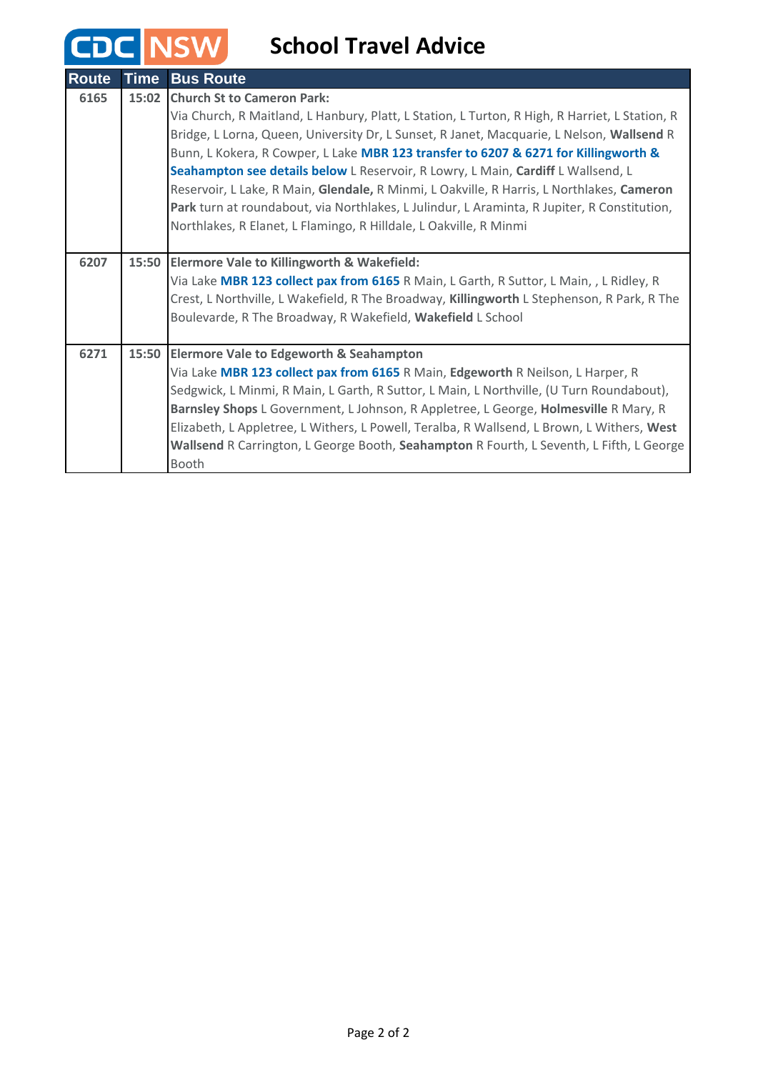# School Travel Advice

| Route | Time | Bus Route |
|---|---|---|
| 6165 | 15:02 | **Church St to Cameron Park:** Via Church, R Maitland, L Hanbury, Platt, L Station, L Turton, R High, R Harriet, L Station, R Bridge, L Lorna, Queen, University Dr, L Sunset, R Janet, Macquarie, L Nelson, **Wallsend** R Bunn, L Kokera, R Cowper, L Lake **MBR 123 transfer to 6207 & 6271 for Killingworth & Seahampton see details below** L Reservoir, R Lowry, L Main, **Cardiff** L Wallsend, L Reservoir, L Lake, R Main, **Glendale,** R Minmi, L Oakville, R Harris, L Northlakes, **Cameron Park** turn at roundabout, via Northlakes, L Julindur, L Araminta, R Jupiter, R Constitution, Northlakes, R Elanet, L Flamingo, R Hilldale, L Oakville, R Minmi |
| 6207 | 15:50 | **Elermore Vale to Killingworth & Wakefield:** Via Lake **MBR 123 collect pax from 6165** R Main, L Garth, R Suttor, L Main, , L Ridley, R Crest, L Northville, L Wakefield, R The Broadway, **Killingworth** L Stephenson, R Park, R The Boulevarde, R The Broadway, R Wakefield, **Wakefield** L School |
| 6271 | 15:50 | **Elermore Vale to Edgeworth & Seahampton** Via Lake **MBR 123 collect pax from 6165** R Main, **Edgeworth** R Neilson, L Harper, R Sedgwick, L Minmi, R Main, L Garth, R Suttor, L Main, L Northville, (U Turn Roundabout), **Barnsley Shops** L Government, L Johnson, R Appletree, L George, **Holmesville** R Mary, R Elizabeth, L Appletree, L Withers, L Powell, Teralba, R Wallsend, L Brown, L Withers, **West Wallsend** R Carrington, L George Booth, **Seahampton** R Fourth, L Seventh, L Fifth, L George Booth |